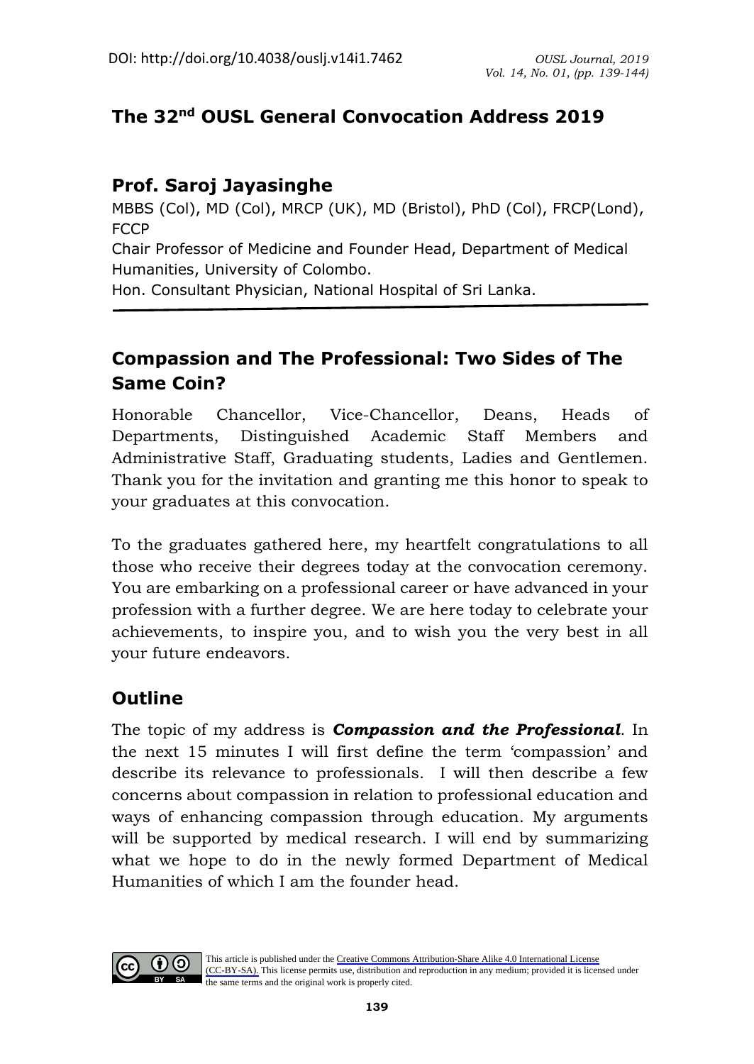# The 32nd OUSL General Convocation Address 2019

## Prof. Saroj Jayasinghe

MBBS (Col), MD (Col), MRCP (UK), MD (Bristol), PhD (Col), FRCP(Lond), FCCP

Chair Professor of Medicine and Founder Head, Department of Medical Humanities, University of Colombo.

Hon. Consultant Physician, National Hospital of Sri Lanka.

---

## Compassion and The Professional: Two Sides of The Same Coin?

Honorable Chancellor, Vice-Chancellor, Deans, Heads of Departments, Distinguished Academic Staff Members and Administrative Staff, Graduating students, Ladies and Gentlemen. Thank you for the invitation and granting me this honor to speak to your graduates at this convocation.

To the graduates gathered here, my heartfelt congratulations to all those who receive their degrees today at the convocation ceremony. You are embarking on a professional career or have advanced in your profession with a further degree. We are here today to celebrate your achievements, to inspire you, and to wish you the very best in all your future endeavors.

## Outline

The topic of my address is ***Compassion and the Professional***. In the next 15 minutes I will first define the term 'compassion' and describe its relevance to professionals. I will then describe a few concerns about compassion in relation to professional education and ways of enhancing compassion through education. My arguments will be supported by medical research. I will end by summarizing what we hope to do in the newly formed Department of Medical Humanities of which I am the founder head.

This article is published under the Creative Commons Attribution-Share Alike 4.0 International License (CC-BY-SA). This license permits use, distribution and reproduction in any medium; provided it is licensed under the same terms and the original work is properly cited.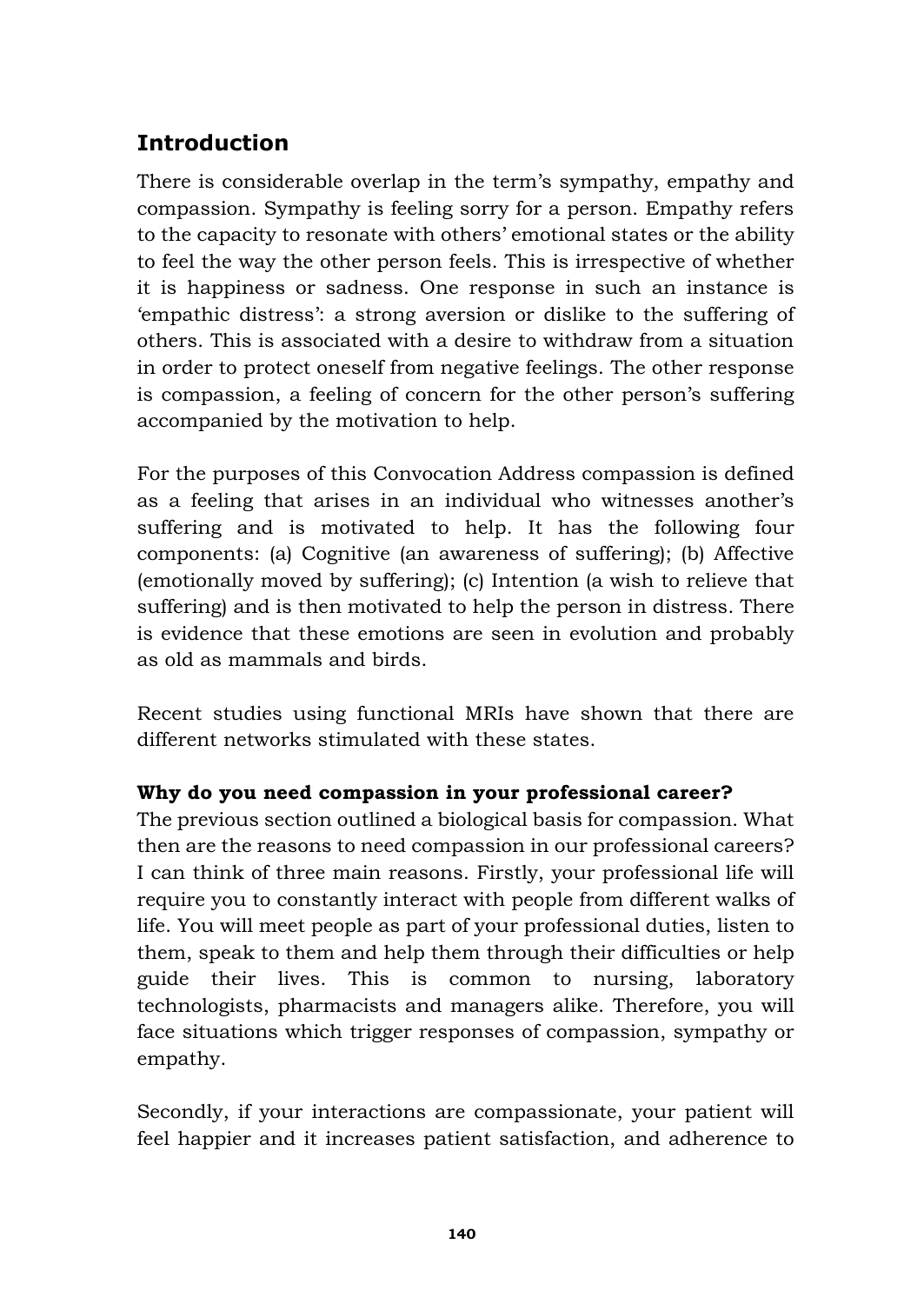## Introduction

There is considerable overlap in the term's sympathy, empathy and compassion. Sympathy is feeling sorry for a person. Empathy refers to the capacity to resonate with others' emotional states or the ability to feel the way the other person feels. This is irrespective of whether it is happiness or sadness. One response in such an instance is 'empathic distress': a strong aversion or dislike to the suffering of others. This is associated with a desire to withdraw from a situation in order to protect oneself from negative feelings. The other response is compassion, a feeling of concern for the other person's suffering accompanied by the motivation to help.

For the purposes of this Convocation Address compassion is defined as a feeling that arises in an individual who witnesses another's suffering and is motivated to help. It has the following four components: (a) Cognitive (an awareness of suffering); (b) Affective (emotionally moved by suffering); (c) Intention (a wish to relieve that suffering) and is then motivated to help the person in distress. There is evidence that these emotions are seen in evolution and probably as old as mammals and birds.

Recent studies using functional MRIs have shown that there are different networks stimulated with these states.

**Why do you need compassion in your professional career?**

The previous section outlined a biological basis for compassion. What then are the reasons to need compassion in our professional careers? I can think of three main reasons. Firstly, your professional life will require you to constantly interact with people from different walks of life. You will meet people as part of your professional duties, listen to them, speak to them and help them through their difficulties or help guide their lives. This is common to nursing, laboratory technologists, pharmacists and managers alike. Therefore, you will face situations which trigger responses of compassion, sympathy or empathy.

Secondly, if your interactions are compassionate, your patient will feel happier and it increases patient satisfaction, and adherence to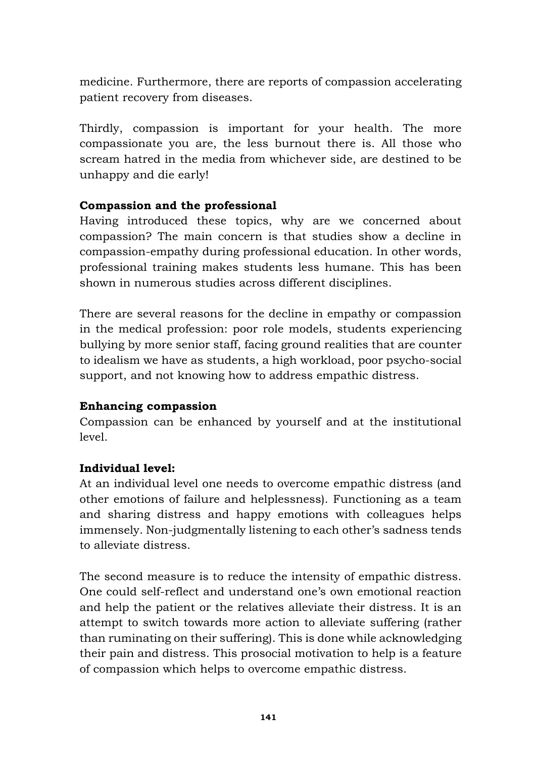medicine. Furthermore, there are reports of compassion accelerating patient recovery from diseases.

Thirdly, compassion is important for your health. The more compassionate you are, the less burnout there is. All those who scream hatred in the media from whichever side, are destined to be unhappy and die early!

**Compassion and the professional**

Having introduced these topics, why are we concerned about compassion? The main concern is that studies show a decline in compassion-empathy during professional education. In other words, professional training makes students less humane. This has been shown in numerous studies across different disciplines.

There are several reasons for the decline in empathy or compassion in the medical profession: poor role models, students experiencing bullying by more senior staff, facing ground realities that are counter to idealism we have as students, a high workload, poor psycho-social support, and not knowing how to address empathic distress.

**Enhancing compassion**

Compassion can be enhanced by yourself and at the institutional level.

**Individual level:**

At an individual level one needs to overcome empathic distress (and other emotions of failure and helplessness). Functioning as a team and sharing distress and happy emotions with colleagues helps immensely. Non-judgmentally listening to each other's sadness tends to alleviate distress.

The second measure is to reduce the intensity of empathic distress. One could self-reflect and understand one's own emotional reaction and help the patient or the relatives alleviate their distress. It is an attempt to switch towards more action to alleviate suffering (rather than ruminating on their suffering). This is done while acknowledging their pain and distress. This prosocial motivation to help is a feature of compassion which helps to overcome empathic distress.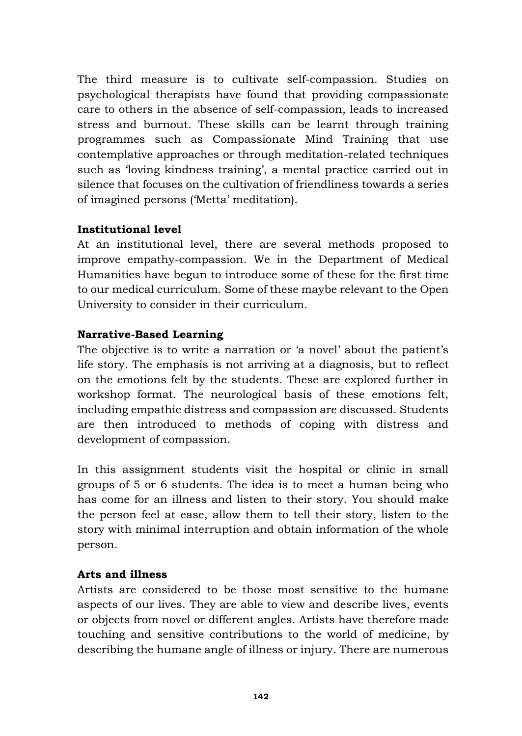The third measure is to cultivate self-compassion. Studies on psychological therapists have found that providing compassionate care to others in the absence of self-compassion, leads to increased stress and burnout. These skills can be learnt through training programmes such as Compassionate Mind Training that use contemplative approaches or through meditation-related techniques such as 'loving kindness training', a mental practice carried out in silence that focuses on the cultivation of friendliness towards a series of imagined persons ('Metta' meditation).

**Institutional level**

At an institutional level, there are several methods proposed to improve empathy-compassion. We in the Department of Medical Humanities have begun to introduce some of these for the first time to our medical curriculum. Some of these maybe relevant to the Open University to consider in their curriculum.

**Narrative-Based Learning**

The objective is to write a narration or 'a novel' about the patient's life story. The emphasis is not arriving at a diagnosis, but to reflect on the emotions felt by the students. These are explored further in workshop format. The neurological basis of these emotions felt, including empathic distress and compassion are discussed. Students are then introduced to methods of coping with distress and development of compassion.

In this assignment students visit the hospital or clinic in small groups of 5 or 6 students. The idea is to meet a human being who has come for an illness and listen to their story. You should make the person feel at ease, allow them to tell their story, listen to the story with minimal interruption and obtain information of the whole person.

**Arts and illness**

Artists are considered to be those most sensitive to the humane aspects of our lives. They are able to view and describe lives, events or objects from novel or different angles. Artists have therefore made touching and sensitive contributions to the world of medicine, by describing the humane angle of illness or injury. There are numerous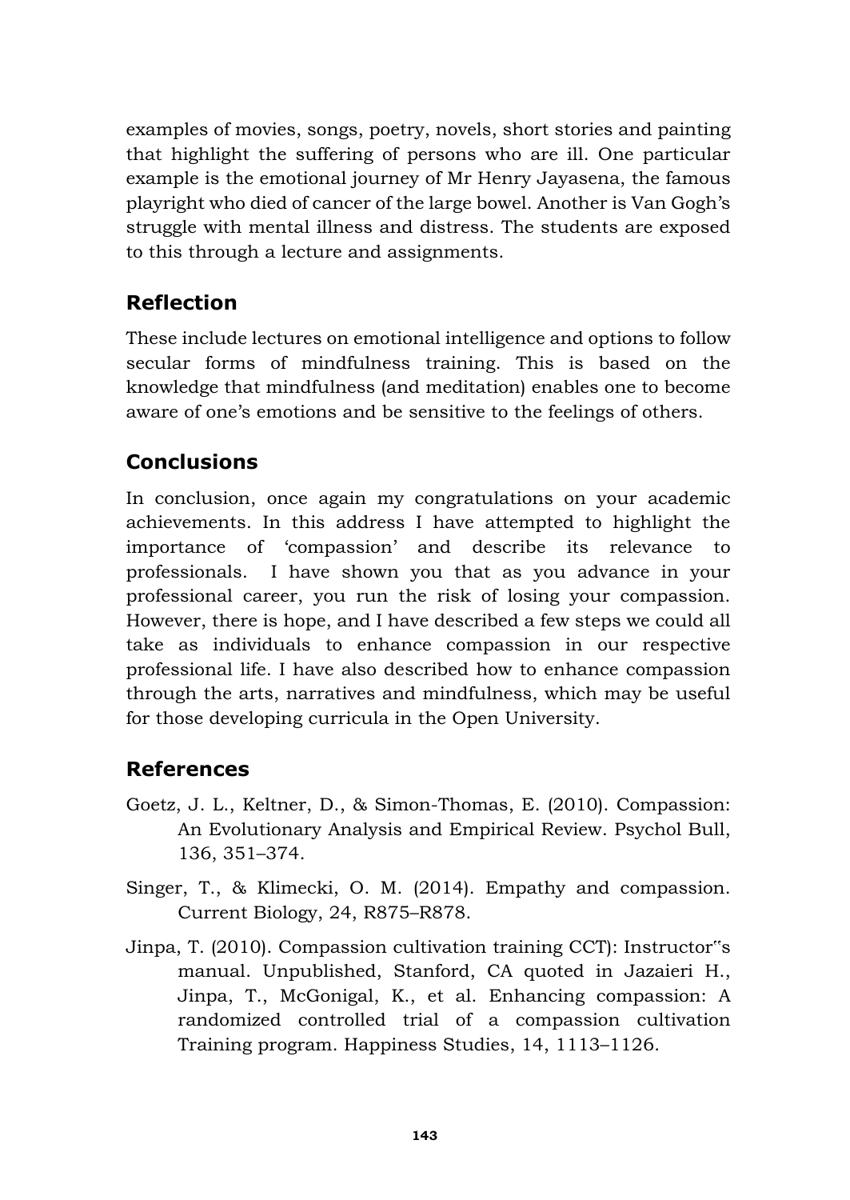examples of movies, songs, poetry, novels, short stories and painting that highlight the suffering of persons who are ill. One particular example is the emotional journey of Mr Henry Jayasena, the famous playright who died of cancer of the large bowel. Another is Van Gogh's struggle with mental illness and distress. The students are exposed to this through a lecture and assignments.

## Reflection

These include lectures on emotional intelligence and options to follow secular forms of mindfulness training. This is based on the knowledge that mindfulness (and meditation) enables one to become aware of one's emotions and be sensitive to the feelings of others.

## Conclusions

In conclusion, once again my congratulations on your academic achievements. In this address I have attempted to highlight the importance of 'compassion' and describe its relevance to professionals. I have shown you that as you advance in your professional career, you run the risk of losing your compassion. However, there is hope, and I have described a few steps we could all take as individuals to enhance compassion in our respective professional life. I have also described how to enhance compassion through the arts, narratives and mindfulness, which may be useful for those developing curricula in the Open University.

## References

Goetz, J. L., Keltner, D., & Simon-Thomas, E. (2010). Compassion: An Evolutionary Analysis and Empirical Review. Psychol Bull, 136, 351–374.

Singer, T., & Klimecki, O. M. (2014). Empathy and compassion. Current Biology, 24, R875–R878.

Jinpa, T. (2010). Compassion cultivation training CCT): Instructor‟s manual. Unpublished, Stanford, CA quoted in Jazaieri H., Jinpa, T., McGonigal, K., et al. Enhancing compassion: A randomized controlled trial of a compassion cultivation Training program. Happiness Studies, 14, 1113–1126.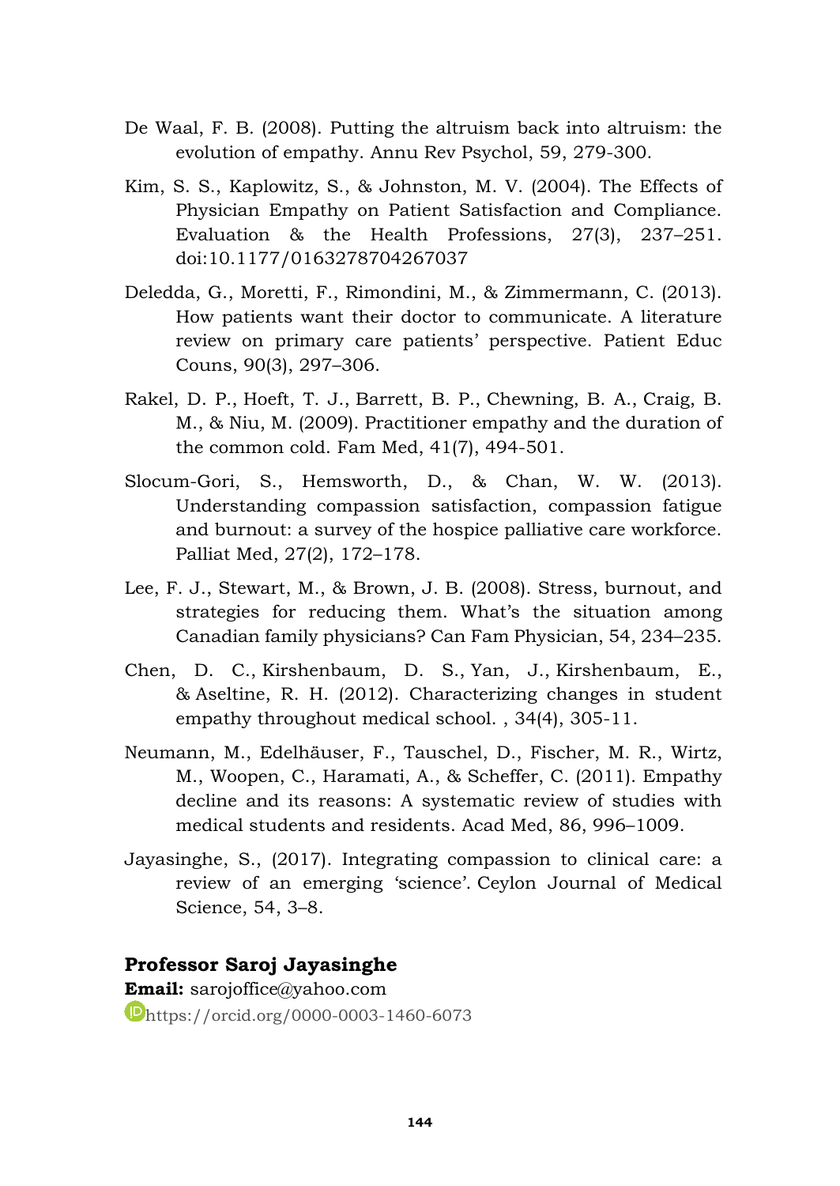De Waal, F. B. (2008). Putting the altruism back into altruism: the evolution of empathy. Annu Rev Psychol, 59, 279-300.

Kim, S. S., Kaplowitz, S., & Johnston, M. V. (2004). The Effects of Physician Empathy on Patient Satisfaction and Compliance. Evaluation & the Health Professions, 27(3), 237–251. doi:10.1177/0163278704267037

Deledda, G., Moretti, F., Rimondini, M., & Zimmermann, C. (2013). How patients want their doctor to communicate. A literature review on primary care patients' perspective. Patient Educ Couns, 90(3), 297–306.

Rakel, D. P., Hoeft, T. J., Barrett, B. P., Chewning, B. A., Craig, B. M., & Niu, M. (2009). Practitioner empathy and the duration of the common cold. Fam Med, 41(7), 494-501.

Slocum-Gori, S., Hemsworth, D., & Chan, W. W. (2013). Understanding compassion satisfaction, compassion fatigue and burnout: a survey of the hospice palliative care workforce. Palliat Med, 27(2), 172–178.

Lee, F. J., Stewart, M., & Brown, J. B. (2008). Stress, burnout, and strategies for reducing them. What's the situation among Canadian family physicians? Can Fam Physician, 54, 234–235.

Chen, D. C., Kirshenbaum, D. S., Yan, J., Kirshenbaum, E., & Aseltine, R. H. (2012). Characterizing changes in student empathy throughout medical school. , 34(4), 305-11.

Neumann, M., Edelhäuser, F., Tauschel, D., Fischer, M. R., Wirtz, M., Woopen, C., Haramati, A., & Scheffer, C. (2011). Empathy decline and its reasons: A systematic review of studies with medical students and residents. Acad Med, 86, 996–1009.

Jayasinghe, S., (2017). Integrating compassion to clinical care: a review of an emerging 'science'. Ceylon Journal of Medical Science, 54, 3–8.

**Professor Saroj Jayasinghe**

**Email:** sarojoffice@yahoo.com

https://orcid.org/0000-0003-1460-6073